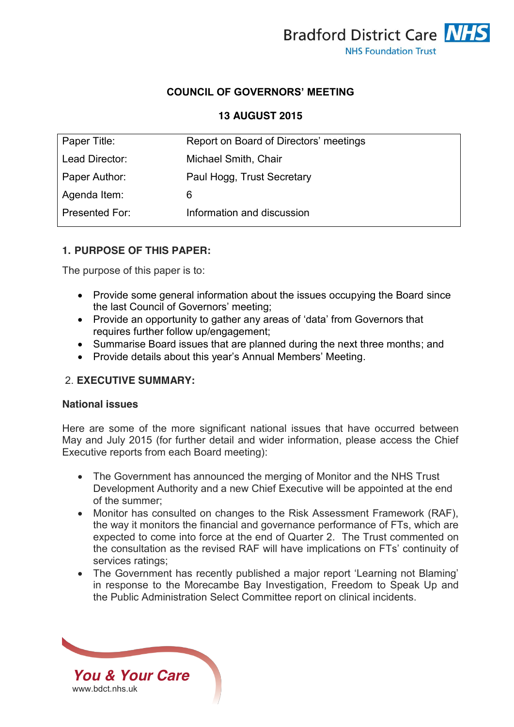Bradford District Care NHS

NHS Foundation Trust

**COUNCIL OF GOVERNORS' MEETING**

**13 AUGUST 2015**

| Paper Title: | Report on Board of Directors' meetings |
|---|---|
| Lead Director: | Michael Smith, Chair |
| Paper Author: | Paul Hogg, Trust Secretary |
| Agenda Item: | 6 |
| Presented For: | Information and discussion |

## 1. PURPOSE OF THIS PAPER:

The purpose of this paper is to:

- Provide some general information about the issues occupying the Board since the last Council of Governors' meeting;
- Provide an opportunity to gather any areas of 'data' from Governors that requires further follow up/engagement;
- Summarise Board issues that are planned during the next three months; and
- Provide details about this year's Annual Members' Meeting.

## 2. EXECUTIVE SUMMARY:

### National issues

Here are some of the more significant national issues that have occurred between May and July 2015 (for further detail and wider information, please access the Chief Executive reports from each Board meeting):

- The Government has announced the merging of Monitor and the NHS Trust Development Authority and a new Chief Executive will be appointed at the end of the summer;
- Monitor has consulted on changes to the Risk Assessment Framework (RAF), the way it monitors the financial and governance performance of FTs, which are expected to come into force at the end of Quarter 2. The Trust commented on the consultation as the revised RAF will have implications on FTs' continuity of services ratings;
- The Government has recently published a major report 'Learning not Blaming' in response to the Morecambe Bay Investigation, Freedom to Speak Up and the Public Administration Select Committee report on clinical incidents.

*You & Your Care*
www.bdct.nhs.uk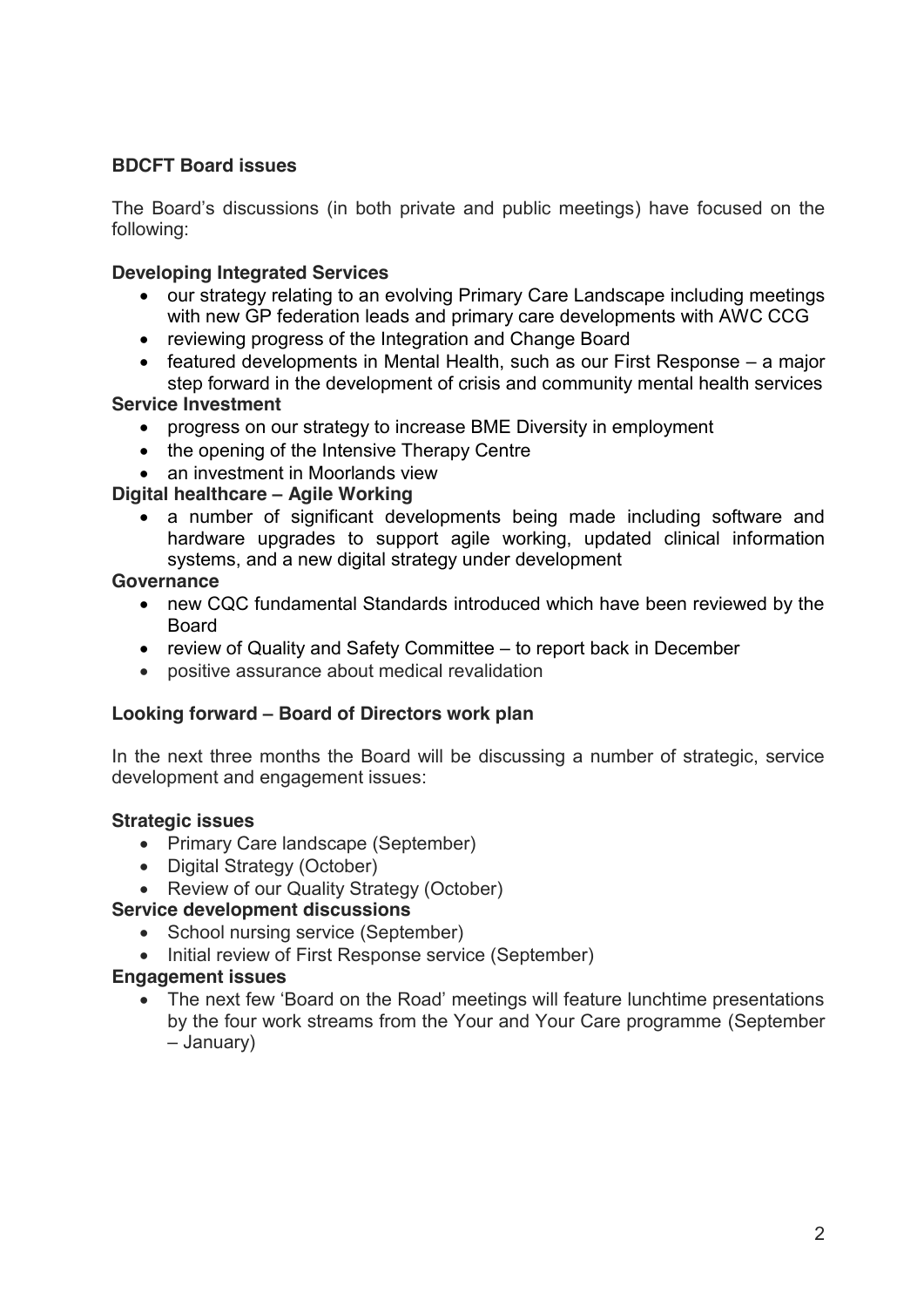## BDCFT Board issues

The Board's discussions (in both private and public meetings) have focused on the following:

**Developing Integrated Services**

- our strategy relating to an evolving Primary Care Landscape including meetings with new GP federation leads and primary care developments with AWC CCG
- reviewing progress of the Integration and Change Board
- featured developments in Mental Health, such as our First Response – a major step forward in the development of crisis and community mental health services

**Service Investment**

- progress on our strategy to increase BME Diversity in employment
- the opening of the Intensive Therapy Centre
- an investment in Moorlands view

**Digital healthcare – Agile Working**

- a number of significant developments being made including software and hardware upgrades to support agile working, updated clinical information systems, and a new digital strategy under development

**Governance**

- new CQC fundamental Standards introduced which have been reviewed by the Board
- review of Quality and Safety Committee – to report back in December
- positive assurance about medical revalidation

## Looking forward – Board of Directors work plan

In the next three months the Board will be discussing a number of strategic, service development and engagement issues:

**Strategic issues**

- Primary Care landscape (September)
- Digital Strategy (October)
- Review of our Quality Strategy (October)

**Service development discussions**

- School nursing service (September)
- Initial review of First Response service (September)

**Engagement issues**

- The next few 'Board on the Road' meetings will feature lunchtime presentations by the four work streams from the Your and Your Care programme (September – January)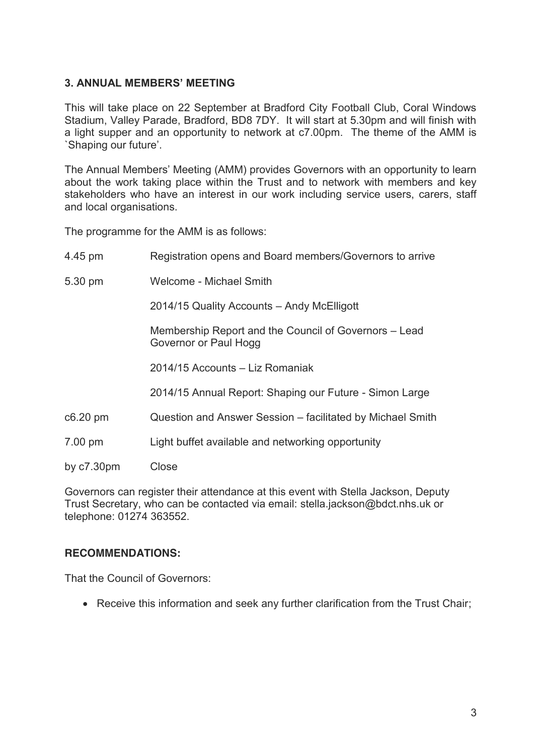### 3. ANNUAL MEMBERS' MEETING

This will take place on 22 September at Bradford City Football Club, Coral Windows Stadium, Valley Parade, Bradford, BD8 7DY. It will start at 5.30pm and will finish with a light supper and an opportunity to network at c7.00pm. The theme of the AMM is `Shaping our future'.

The Annual Members' Meeting (AMM) provides Governors with an opportunity to learn about the work taking place within the Trust and to network with members and key stakeholders who have an interest in our work including service users, carers, staff and local organisations.

The programme for the AMM is as follows:

| | |
|---|---|
| 4.45 pm | Registration opens and Board members/Governors to arrive |
| 5.30 pm | Welcome - Michael Smith |
| | 2014/15 Quality Accounts – Andy McElligott |
| | Membership Report and the Council of Governors – Lead Governor or Paul Hogg |
| | 2014/15 Accounts – Liz Romaniak |
| | 2014/15 Annual Report: Shaping our Future - Simon Large |
| c6.20 pm | Question and Answer Session – facilitated by Michael Smith |
| 7.00 pm | Light buffet available and networking opportunity |
| by c7.30pm | Close |

Governors can register their attendance at this event with Stella Jackson, Deputy Trust Secretary, who can be contacted via email: stella.jackson@bdct.nhs.uk or telephone: 01274 363552.

### RECOMMENDATIONS:

That the Council of Governors:

- Receive this information and seek any further clarification from the Trust Chair;